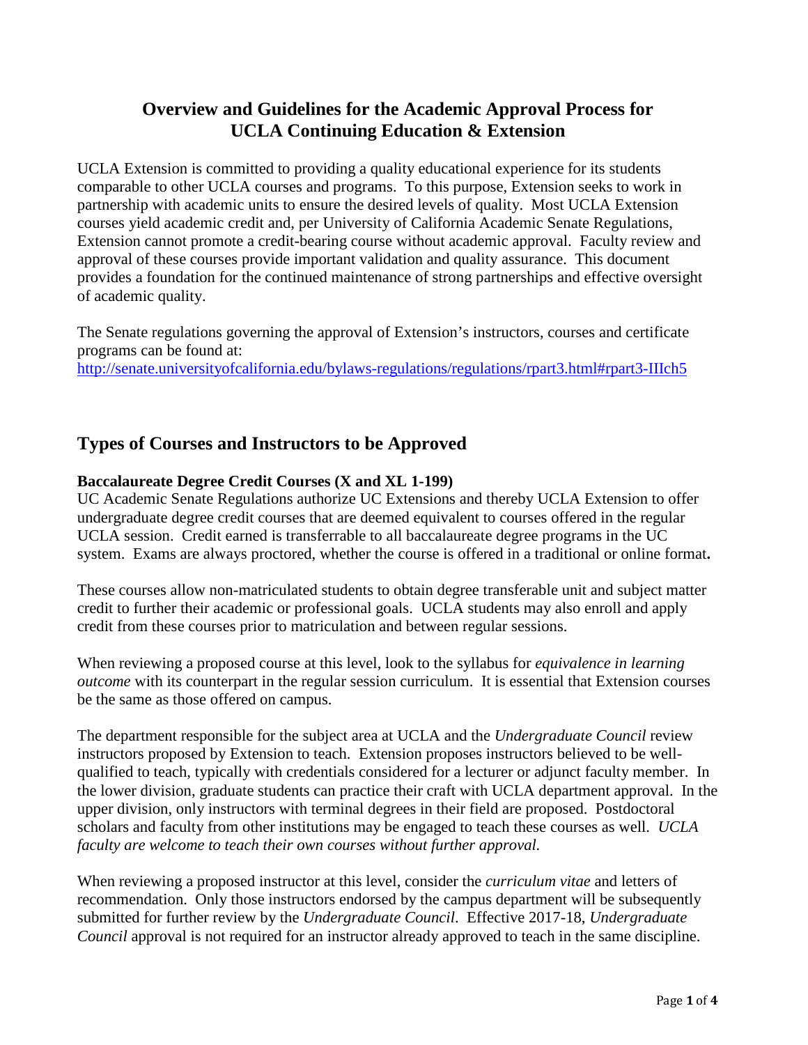# Overview and Guidelines for the Academic Approval Process for UCLA Continuing Education & Extension

UCLA Extension is committed to providing a quality educational experience for its students comparable to other UCLA courses and programs. To this purpose, Extension seeks to work in partnership with academic units to ensure the desired levels of quality. Most UCLA Extension courses yield academic credit and, per University of California Academic Senate Regulations, Extension cannot promote a credit-bearing course without academic approval. Faculty review and approval of these courses provide important validation and quality assurance. This document provides a foundation for the continued maintenance of strong partnerships and effective oversight of academic quality.

The Senate regulations governing the approval of Extension's instructors, courses and certificate programs can be found at:
http://senate.universityofcalifornia.edu/bylaws-regulations/regulations/rpart3.html#rpart3-IIIch5

## Types of Courses and Instructors to be Approved

### Baccalaureate Degree Credit Courses (X and XL 1-199)

UC Academic Senate Regulations authorize UC Extensions and thereby UCLA Extension to offer undergraduate degree credit courses that are deemed equivalent to courses offered in the regular UCLA session. Credit earned is transferrable to all baccalaureate degree programs in the UC system. Exams are always proctored, whether the course is offered in a traditional or online format**.**

These courses allow non-matriculated students to obtain degree transferable unit and subject matter credit to further their academic or professional goals. UCLA students may also enroll and apply credit from these courses prior to matriculation and between regular sessions.

When reviewing a proposed course at this level, look to the syllabus for *equivalence in learning outcome* with its counterpart in the regular session curriculum. It is essential that Extension courses be the same as those offered on campus.

The department responsible for the subject area at UCLA and the *Undergraduate Council* review instructors proposed by Extension to teach. Extension proposes instructors believed to be well-qualified to teach, typically with credentials considered for a lecturer or adjunct faculty member. In the lower division, graduate students can practice their craft with UCLA department approval. In the upper division, only instructors with terminal degrees in their field are proposed. Postdoctoral scholars and faculty from other institutions may be engaged to teach these courses as well. *UCLA faculty are welcome to teach their own courses without further approval.*

When reviewing a proposed instructor at this level, consider the *curriculum vitae* and letters of recommendation. Only those instructors endorsed by the campus department will be subsequently submitted for further review by the *Undergraduate Council*. Effective 2017-18, *Undergraduate Council* approval is not required for an instructor already approved to teach in the same discipline.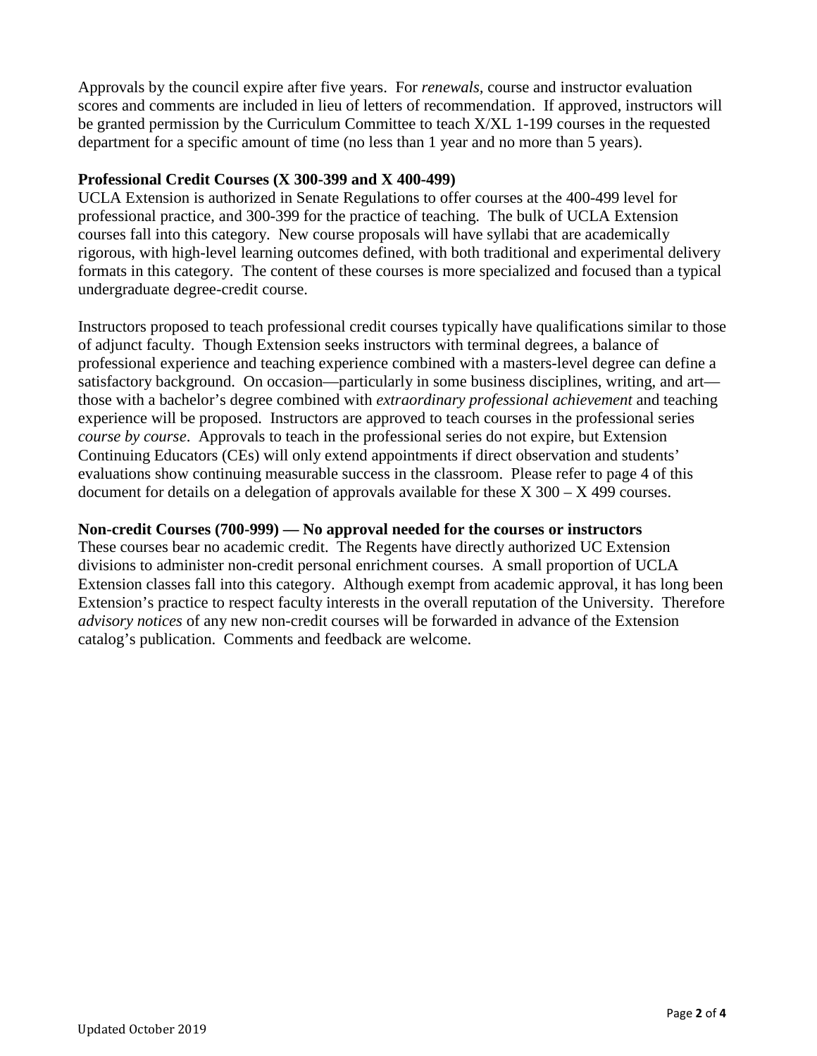Approvals by the council expire after five years. For *renewals,* course and instructor evaluation scores and comments are included in lieu of letters of recommendation. If approved, instructors will be granted permission by the Curriculum Committee to teach X/XL 1-199 courses in the requested department for a specific amount of time (no less than 1 year and no more than 5 years).

**Professional Credit Courses (X 300-399 and X 400-499)**

UCLA Extension is authorized in Senate Regulations to offer courses at the 400-499 level for professional practice, and 300-399 for the practice of teaching. The bulk of UCLA Extension courses fall into this category. New course proposals will have syllabi that are academically rigorous, with high-level learning outcomes defined, with both traditional and experimental delivery formats in this category. The content of these courses is more specialized and focused than a typical undergraduate degree-credit course.

Instructors proposed to teach professional credit courses typically have qualifications similar to those of adjunct faculty. Though Extension seeks instructors with terminal degrees, a balance of professional experience and teaching experience combined with a masters-level degree can define a satisfactory background. On occasion—particularly in some business disciplines, writing, and art—those with a bachelor's degree combined with *extraordinary professional achievement* and teaching experience will be proposed. Instructors are approved to teach courses in the professional series *course by course*. Approvals to teach in the professional series do not expire, but Extension Continuing Educators (CEs) will only extend appointments if direct observation and students' evaluations show continuing measurable success in the classroom. Please refer to page 4 of this document for details on a delegation of approvals available for these X 300 – X 499 courses.

**Non-credit Courses (700-999) — No approval needed for the courses or instructors**

These courses bear no academic credit. The Regents have directly authorized UC Extension divisions to administer non-credit personal enrichment courses. A small proportion of UCLA Extension classes fall into this category. Although exempt from academic approval, it has long been Extension's practice to respect faculty interests in the overall reputation of the University. Therefore *advisory notices* of any new non-credit courses will be forwarded in advance of the Extension catalog's publication. Comments and feedback are welcome.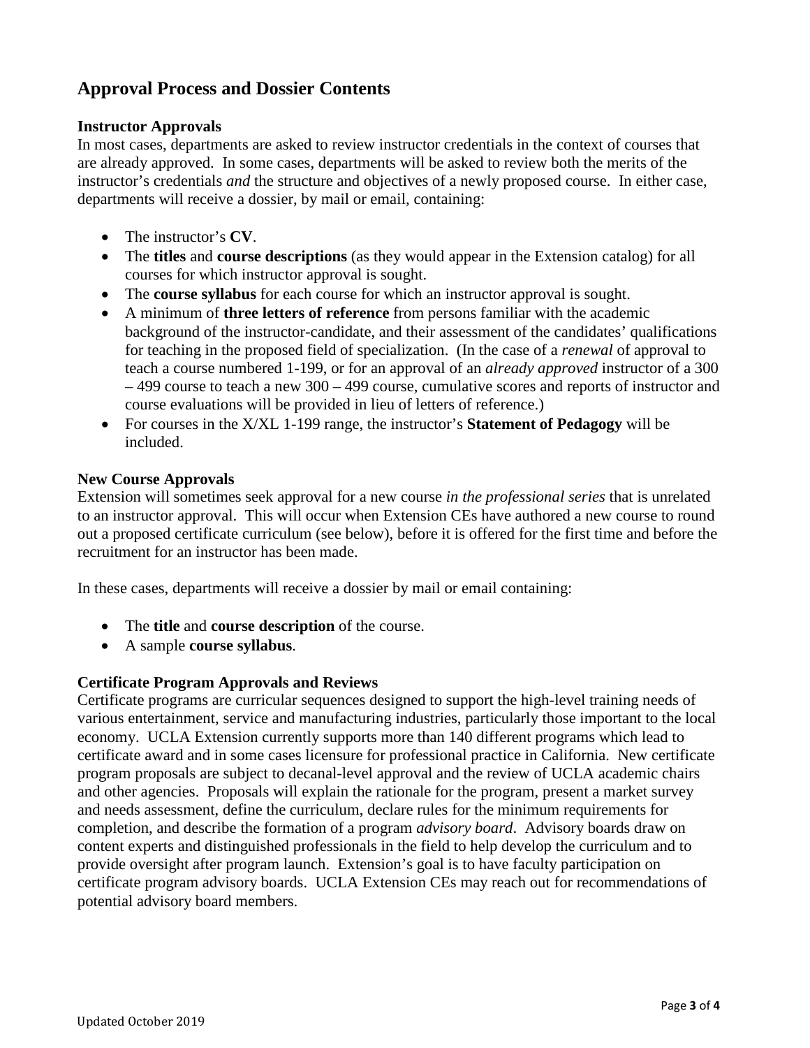## Approval Process and Dossier Contents

### Instructor Approvals

In most cases, departments are asked to review instructor credentials in the context of courses that are already approved. In some cases, departments will be asked to review both the merits of the instructor's credentials *and* the structure and objectives of a newly proposed course. In either case, departments will receive a dossier, by mail or email, containing:

- The instructor's **CV**.
- The **titles** and **course descriptions** (as they would appear in the Extension catalog) for all courses for which instructor approval is sought.
- The **course syllabus** for each course for which an instructor approval is sought.
- A minimum of **three letters of reference** from persons familiar with the academic background of the instructor-candidate, and their assessment of the candidates' qualifications for teaching in the proposed field of specialization. (In the case of a *renewal* of approval to teach a course numbered 1-199, or for an approval of an *already approved* instructor of a 300 – 499 course to teach a new 300 – 499 course, cumulative scores and reports of instructor and course evaluations will be provided in lieu of letters of reference.)
- For courses in the X/XL 1-199 range, the instructor's **Statement of Pedagogy** will be included.

### New Course Approvals

Extension will sometimes seek approval for a new course *in the professional series* that is unrelated to an instructor approval. This will occur when Extension CEs have authored a new course to round out a proposed certificate curriculum (see below), before it is offered for the first time and before the recruitment for an instructor has been made.

In these cases, departments will receive a dossier by mail or email containing:

- The **title** and **course description** of the course.
- A sample **course syllabus**.

### Certificate Program Approvals and Reviews

Certificate programs are curricular sequences designed to support the high-level training needs of various entertainment, service and manufacturing industries, particularly those important to the local economy. UCLA Extension currently supports more than 140 different programs which lead to certificate award and in some cases licensure for professional practice in California. New certificate program proposals are subject to decanal-level approval and the review of UCLA academic chairs and other agencies. Proposals will explain the rationale for the program, present a market survey and needs assessment, define the curriculum, declare rules for the minimum requirements for completion, and describe the formation of a program *advisory board*. Advisory boards draw on content experts and distinguished professionals in the field to help develop the curriculum and to provide oversight after program launch. Extension's goal is to have faculty participation on certificate program advisory boards. UCLA Extension CEs may reach out for recommendations of potential advisory board members.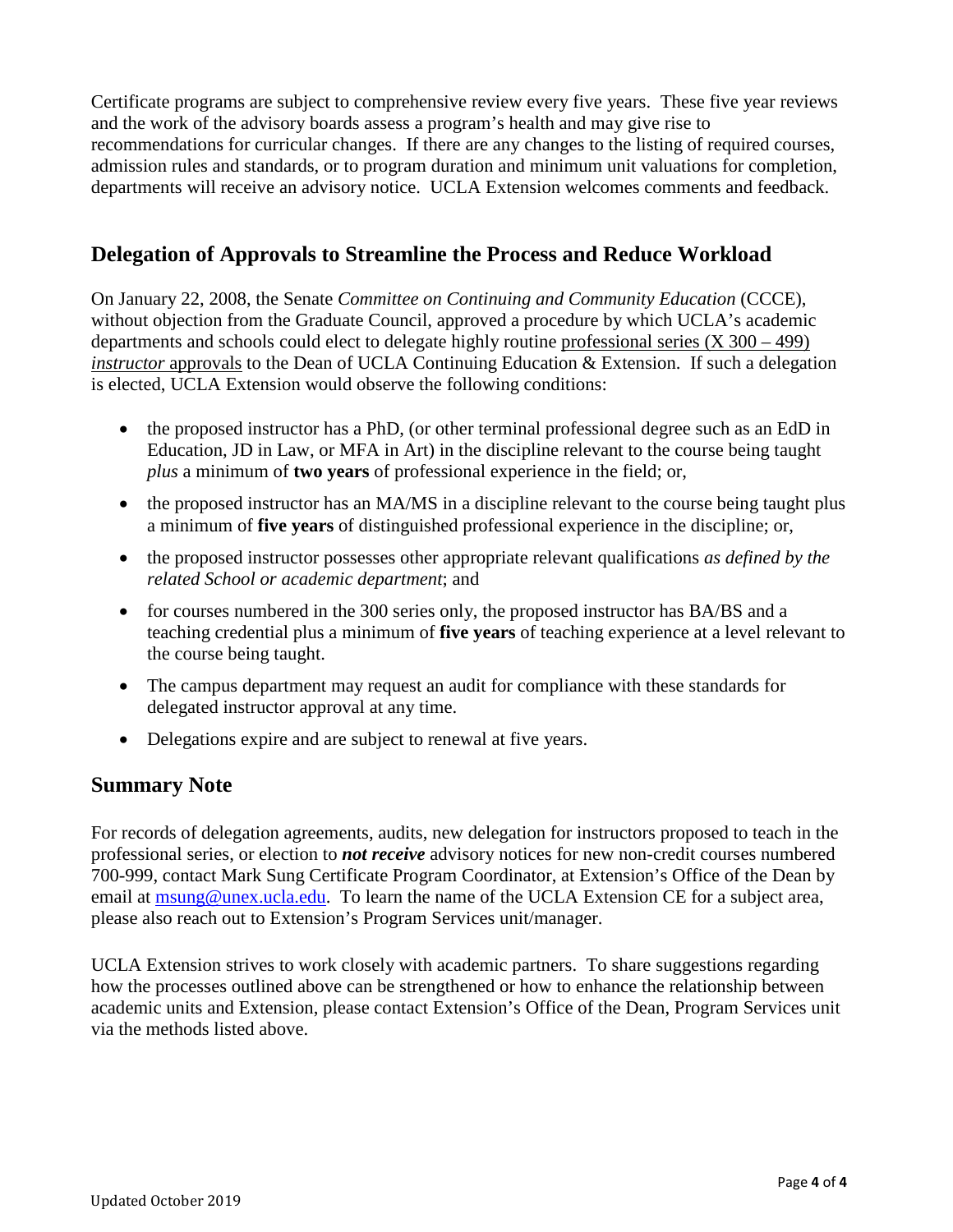Certificate programs are subject to comprehensive review every five years. These five year reviews and the work of the advisory boards assess a program's health and may give rise to recommendations for curricular changes. If there are any changes to the listing of required courses, admission rules and standards, or to program duration and minimum unit valuations for completion, departments will receive an advisory notice. UCLA Extension welcomes comments and feedback.

## Delegation of Approvals to Streamline the Process and Reduce Workload

On January 22, 2008, the Senate *Committee on Continuing and Community Education* (CCCE), without objection from the Graduate Council, approved a procedure by which UCLA's academic departments and schools could elect to delegate highly routine professional series (X 300 – 499) *instructor* approvals to the Dean of UCLA Continuing Education & Extension. If such a delegation is elected, UCLA Extension would observe the following conditions:

- the proposed instructor has a PhD, (or other terminal professional degree such as an EdD in Education, JD in Law, or MFA in Art) in the discipline relevant to the course being taught *plus* a minimum of **two years** of professional experience in the field; or,
- the proposed instructor has an MA/MS in a discipline relevant to the course being taught plus a minimum of **five years** of distinguished professional experience in the discipline; or,
- the proposed instructor possesses other appropriate relevant qualifications *as defined by the related School or academic department*; and
- for courses numbered in the 300 series only, the proposed instructor has BA/BS and a teaching credential plus a minimum of **five years** of teaching experience at a level relevant to the course being taught.
- The campus department may request an audit for compliance with these standards for delegated instructor approval at any time.
- Delegations expire and are subject to renewal at five years.

## Summary Note

For records of delegation agreements, audits, new delegation for instructors proposed to teach in the professional series, or election to ***not receive*** advisory notices for new non-credit courses numbered 700-999, contact Mark Sung Certificate Program Coordinator, at Extension's Office of the Dean by email at msung@unex.ucla.edu. To learn the name of the UCLA Extension CE for a subject area, please also reach out to Extension's Program Services unit/manager.

UCLA Extension strives to work closely with academic partners. To share suggestions regarding how the processes outlined above can be strengthened or how to enhance the relationship between academic units and Extension, please contact Extension's Office of the Dean, Program Services unit via the methods listed above.

Updated October 2019